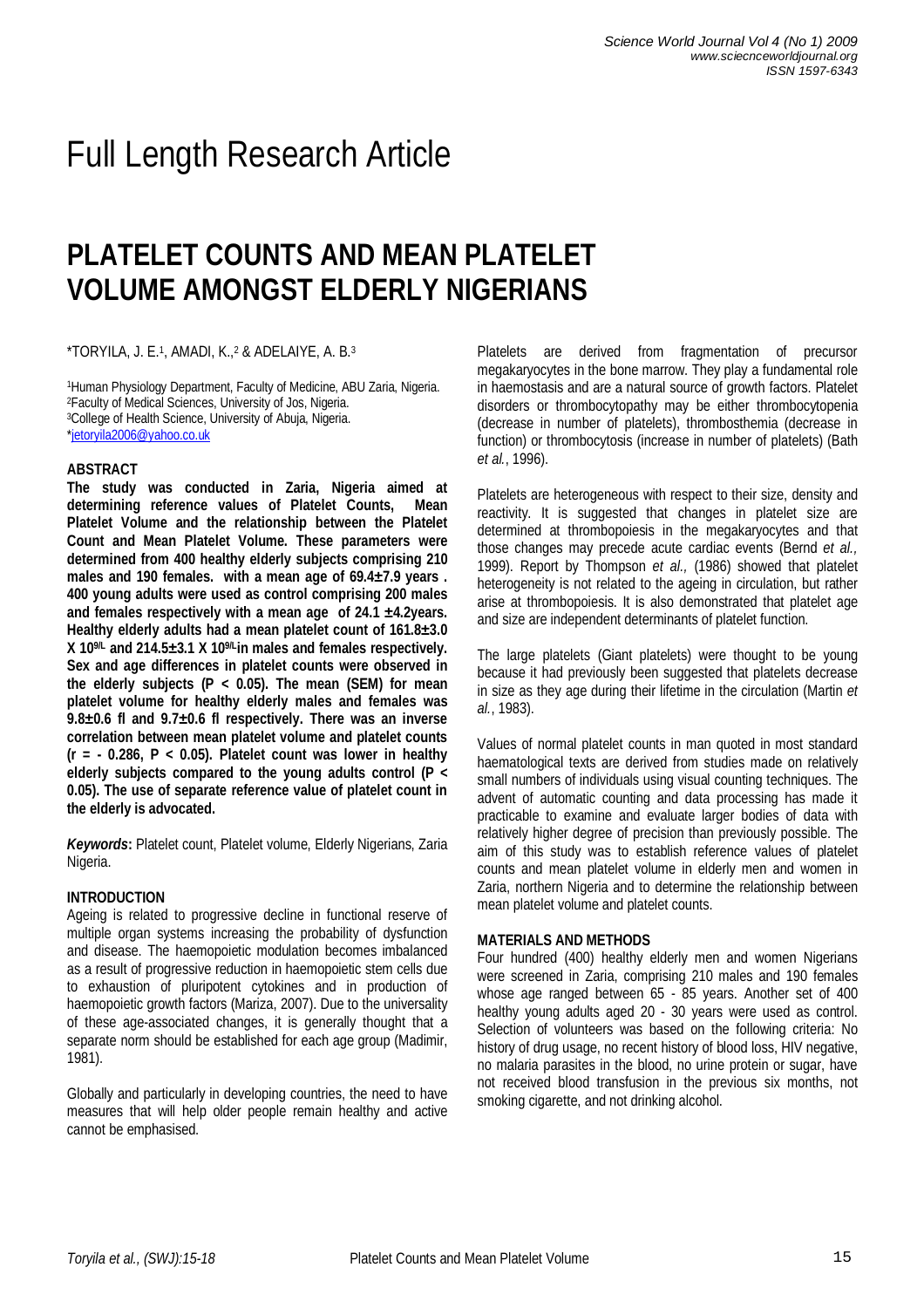# Full Length Research Article

# PLATELET COUNTS AND MEAN PLATELET VOLUME AMONGST ELDERLY NIGERIANS

*TORYILA, J. E.[1], AMADI, K.,[2] & ADELAIYE, A. B.[3]

[1]Human Physiology Department, Faculty of Medicine, ABU Zaria, Nigeria.
[2]Faculty of Medical Sciences, University of Jos, Nigeria.
[3]College of Health Science, University of Abuja, Nigeria.
*jetoryila2006@yahoo.co.uk

## ABSTRACT

**The study was conducted in Zaria, Nigeria aimed at determining reference values of Platelet Counts, Mean Platelet Volume and the relationship between the Platelet Count and Mean Platelet Volume. These parameters were determined from 400 healthy elderly subjects comprising 210 males and 190 females. with a mean age of 69.4±7.9 years . 400 young adults were used as control comprising 200 males and females respectively with a mean age of 24.1 ±4.2years. Healthy elderly adults had a mean platelet count of 161.8±3.0 X $10^{9/L}$ and 214.5±3.1 X $10^{9/L}$ in males and females respectively. Sex and age differences in platelet counts were observed in the elderly subjects ($P < 0.05$). The mean (SEM) for mean platelet volume for healthy elderly males and females was 9.8±0.6 fl and 9.7±0.6 fl respectively. There was an inverse correlation between mean platelet volume and platelet counts ($r = - 0.286$, $P < 0.05$). Platelet count was lower in healthy elderly subjects compared to the young adults control ($P < 0.05$). The use of separate reference value of platelet count in the elderly is advocated.**

***Keywords*:** Platelet count, Platelet volume, Elderly Nigerians, Zaria Nigeria.

## INTRODUCTION

Ageing is related to progressive decline in functional reserve of multiple organ systems increasing the probability of dysfunction and disease. The haemopoietic modulation becomes imbalanced as a result of progressive reduction in haemopoietic stem cells due to exhaustion of pluripotent cytokines and in production of haemopoietic growth factors (Mariza, 2007). Due to the universality of these age-associated changes, it is generally thought that a separate norm should be established for each age group (Madimir, 1981).

Globally and particularly in developing countries, the need to have measures that will help older people remain healthy and active cannot be emphasised.

Platelets are derived from fragmentation of precursor megakaryocytes in the bone marrow. They play a fundamental role in haemostasis and are a natural source of growth factors. Platelet disorders or thrombocytopathy may be either thrombocytopenia (decrease in number of platelets), thrombosthemia (decrease in function) or thrombocytosis (increase in number of platelets) (Bath *et al.*, 1996).

Platelets are heterogeneous with respect to their size, density and reactivity. It is suggested that changes in platelet size are determined at thrombopoiesis in the megakaryocytes and that those changes may precede acute cardiac events (Bernd *et al.,* 1999). Report by Thompson *et al.,* (1986) showed that platelet heterogeneity is not related to the ageing in circulation, but rather arise at thrombopoiesis. It is also demonstrated that platelet age and size are independent determinants of platelet function.

The large platelets (Giant platelets) were thought to be young because it had previously been suggested that platelets decrease in size as they age during their lifetime in the circulation (Martin *et al.*, 1983).

Values of normal platelet counts in man quoted in most standard haematological texts are derived from studies made on relatively small numbers of individuals using visual counting techniques. The advent of automatic counting and data processing has made it practicable to examine and evaluate larger bodies of data with relatively higher degree of precision than previously possible. The aim of this study was to establish reference values of platelet counts and mean platelet volume in elderly men and women in Zaria, northern Nigeria and to determine the relationship between mean platelet volume and platelet counts.

## MATERIALS AND METHODS

Four hundred (400) healthy elderly men and women Nigerians were screened in Zaria, comprising 210 males and 190 females whose age ranged between 65 - 85 years. Another set of 400 healthy young adults aged 20 - 30 years were used as control. Selection of volunteers was based on the following criteria: No history of drug usage, no recent history of blood loss, HIV negative, no malaria parasites in the blood, no urine protein or sugar, have not received blood transfusion in the previous six months, not smoking cigarette, and not drinking alcohol.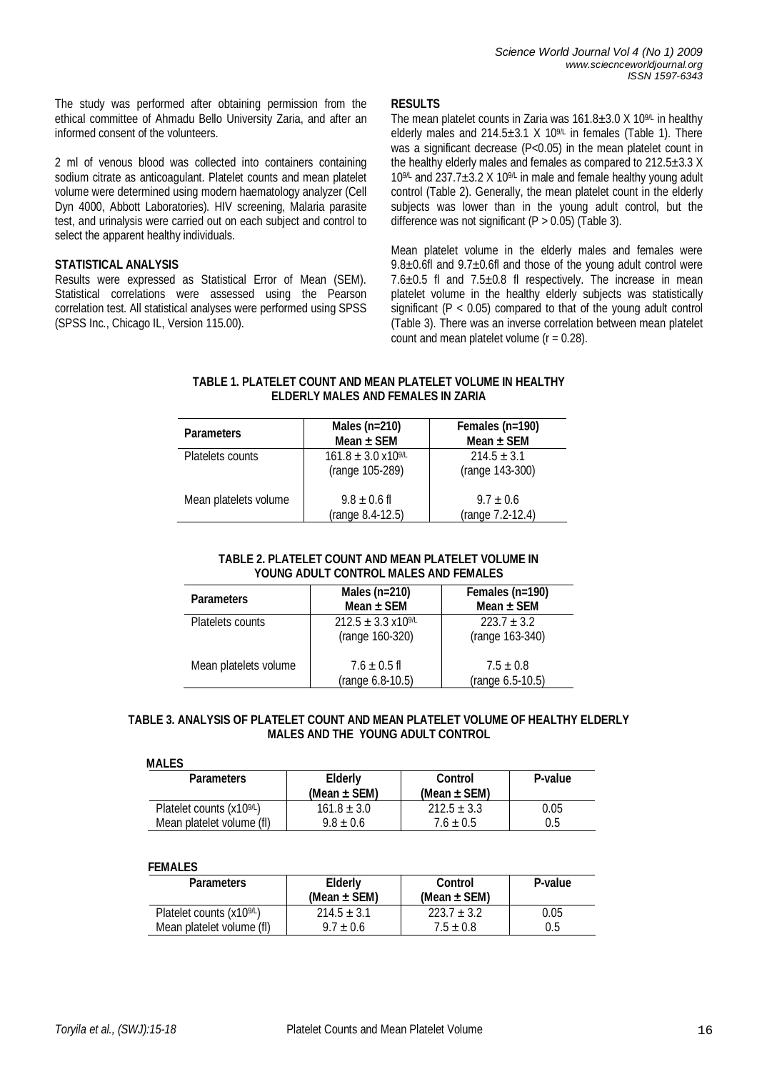The study was performed after obtaining permission from the ethical committee of Ahmadu Bello University Zaria, and after an informed consent of the volunteers.

2 ml of venous blood was collected into containers containing sodium citrate as anticoagulant. Platelet counts and mean platelet volume were determined using modern haematology analyzer (Cell Dyn 4000, Abbott Laboratories). HIV screening, Malaria parasite test, and urinalysis were carried out on each subject and control to select the apparent healthy individuals.

**STATISTICAL ANALYSIS**

Results were expressed as Statistical Error of Mean (SEM). Statistical correlations were assessed using the Pearson correlation test. All statistical analyses were performed using SPSS (SPSS Inc., Chicago IL, Version 115.00).

**RESULTS**

The mean platelet counts in Zaria was 161.8±3.0 X $10^{9/L}$ in healthy elderly males and 214.5±3.1 X $10^{9/L}$ in females (Table 1). There was a significant decrease ($P<0.05$) in the mean platelet count in the healthy elderly males and females as compared to 212.5±3.3 X $10^{9/L}$ and 237.7±3.2 X $10^{9/L}$ in male and female healthy young adult control (Table 2). Generally, the mean platelet count in the elderly subjects was lower than in the young adult control, but the difference was not significant ($P > 0.05$) (Table 3).

Mean platelet volume in the elderly males and females were 9.8±0.6fl and 9.7±0.6fl and those of the young adult control were 7.6±0.5 fl and 7.5±0.8 fl respectively. The increase in mean platelet volume in the healthy elderly subjects was statistically significant ($P < 0.05$) compared to that of the young adult control (Table 3). There was an inverse correlation between mean platelet count and mean platelet volume ($r = 0.28$).

**TABLE 1. PLATELET COUNT AND MEAN PLATELET VOLUME IN HEALTHY ELDERLY MALES AND FEMALES IN ZARIA**

| Parameters | Males (n=210) Mean ± SEM | Females (n=190) Mean ± SEM |
|---|---|---|
| Platelets counts | 161.8 ± 3.0 x$10^{9/L}$ (range 105-289) | 214.5 ± 3.1 (range 143-300) |
| Mean platelets volume | 9.8 ± 0.6 fl (range 8.4-12.5) | 9.7 ± 0.6 (range 7.2-12.4) |

**TABLE 2. PLATELET COUNT AND MEAN PLATELET VOLUME IN YOUNG ADULT CONTROL MALES AND FEMALES**

| Parameters | Males (n=210) Mean ± SEM | Females (n=190) Mean ± SEM |
|---|---|---|
| Platelets counts | 212.5 ± 3.3 x$10^{9/L}$ (range 160-320) | 223.7 ± 3.2 (range 163-340) |
| Mean platelets volume | 7.6 ± 0.5 fl (range 6.8-10.5) | 7.5 ± 0.8 (range 6.5-10.5) |

**TABLE 3. ANALYSIS OF PLATELET COUNT AND MEAN PLATELET VOLUME OF HEALTHY ELDERLY MALES AND THE YOUNG ADULT CONTROL**

**MALES**

| Parameters | Elderly (Mean ± SEM) | Control (Mean ± SEM) | P-value |
|---|---|---|---|
| Platelet counts (x$10^{9/L}$) | 161.8 ± 3.0 | 212.5 ± 3.3 | 0.05 |
| Mean platelet volume (fl) | 9.8 ± 0.6 | 7.6 ± 0.5 | 0.5 |

**FEMALES**

| Parameters | Elderly (Mean ± SEM) | Control (Mean ± SEM) | P-value |
|---|---|---|---|
| Platelet counts (x$10^{9/L}$) | 214.5 ± 3.1 | 223.7 ± 3.2 | 0.05 |
| Mean platelet volume (fl) | 9.7 ± 0.6 | 7.5 ± 0.8 | 0.5 |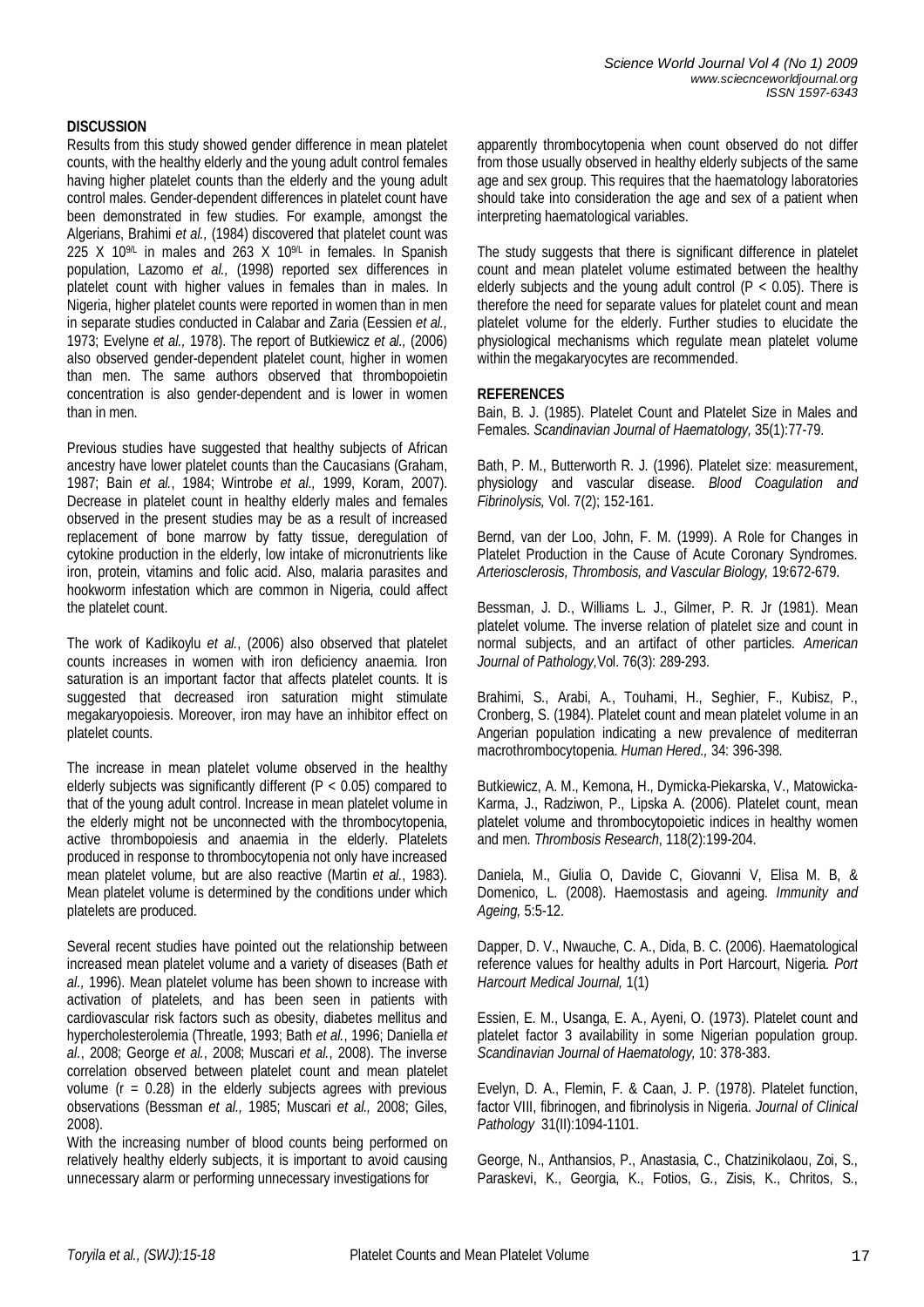## DISCUSSION

Results from this study showed gender difference in mean platelet counts, with the healthy elderly and the young adult control females having higher platelet counts than the elderly and the young adult control males. Gender-dependent differences in platelet count have been demonstrated in few studies. For example, amongst the Algerians, Brahimi *et al.,* (1984) discovered that platelet count was 225 X $10^{9/L}$ in males and 263 X $10^{9/L}$ in females. In Spanish population, Lazomo *et al.,* (1998) reported sex differences in platelet count with higher values in females than in males. In Nigeria, higher platelet counts were reported in women than in men in separate studies conducted in Calabar and Zaria (Eessien *et al.,* 1973; Evelyne *et al.,* 1978). The report of Butkiewicz *et al.,* (2006) also observed gender-dependent platelet count, higher in women than men. The same authors observed that thrombopoietin concentration is also gender-dependent and is lower in women than in men.

Previous studies have suggested that healthy subjects of African ancestry have lower platelet counts than the Caucasians (Graham, 1987; Bain *et al.*, 1984; Wintrobe *et al.,* 1999, Koram, 2007). Decrease in platelet count in healthy elderly males and females observed in the present studies may be as a result of increased replacement of bone marrow by fatty tissue, deregulation of cytokine production in the elderly, low intake of micronutrients like iron, protein, vitamins and folic acid. Also, malaria parasites and hookworm infestation which are common in Nigeria, could affect the platelet count.

The work of Kadikoylu *et al.*, (2006) also observed that platelet counts increases in women with iron deficiency anaemia. Iron saturation is an important factor that affects platelet counts. It is suggested that decreased iron saturation might stimulate megakaryopoiesis. Moreover, iron may have an inhibitor effect on platelet counts.

The increase in mean platelet volume observed in the healthy elderly subjects was significantly different ($P < 0.05$) compared to that of the young adult control. Increase in mean platelet volume in the elderly might not be unconnected with the thrombocytopenia, active thrombopoiesis and anaemia in the elderly. Platelets produced in response to thrombocytopenia not only have increased mean platelet volume, but are also reactive (Martin *et al.*, 1983). Mean platelet volume is determined by the conditions under which platelets are produced.

Several recent studies have pointed out the relationship between increased mean platelet volume and a variety of diseases (Bath *et al.*, 1996). Mean platelet volume has been shown to increase with activation of platelets, and has been seen in patients with cardiovascular risk factors such as obesity, diabetes mellitus and hypercholesterolemia (Threatle, 1993; Bath *et al.*, 1996; Daniella *et al.*, 2008; George *et al.*, 2008; Muscari *et al.*, 2008). The inverse correlation observed between platelet count and mean platelet volume ($r = 0.28$) in the elderly subjects agrees with previous observations (Bessman *et al.,* 1985; Muscari *et al.,* 2008; Giles, 2008).

With the increasing number of blood counts being performed on relatively healthy elderly subjects, it is important to avoid causing unnecessary alarm or performing unnecessary investigations for apparently thrombocytopenia when count observed do not differ from those usually observed in healthy elderly subjects of the same age and sex group. This requires that the haematology laboratories should take into consideration the age and sex of a patient when interpreting haematological variables.

The study suggests that there is significant difference in platelet count and mean platelet volume estimated between the healthy elderly subjects and the young adult control ($P < 0.05$). There is therefore the need for separate values for platelet count and mean platelet volume for the elderly. Further studies to elucidate the physiological mechanisms which regulate mean platelet volume within the megakaryocytes are recommended.

## REFERENCES

Bain, B. J. (1985). Platelet Count and Platelet Size in Males and Females. *Scandinavian Journal of Haematology,* 35(1):77-79.

Bath, P. M., Butterworth R. J. (1996). Platelet size: measurement, physiology and vascular disease. *Blood Coagulation and Fibrinolysis,* Vol. 7(2); 152-161.

Bernd, van der Loo, John, F. M. (1999). A Role for Changes in Platelet Production in the Cause of Acute Coronary Syndromes. *Arteriosclerosis, Thrombosis, and Vascular Biology,* 19:672-679.

Bessman, J. D., Williams L. J., Gilmer, P. R. Jr (1981). Mean platelet volume. The inverse relation of platelet size and count in normal subjects, and an artifact of other particles. *American Journal of Pathology,*Vol. 76(3): 289-293.

Brahimi, S., Arabi, A., Touhami, H., Seghier, F., Kubisz, P., Cronberg, S. (1984). Platelet count and mean platelet volume in an Angerian population indicating a new prevalence of mediterran macrothrombocytopenia. *Human Hered.,* 34: 396-398.

Butkiewicz, A. M., Kemona, H., Dymicka-Piekarska, V., Matowicka-Karma, J., Radziwon, P., Lipska A. (2006). Platelet count, mean platelet volume and thrombocytopoietic indices in healthy women and men. *Thrombosis Research*, 118(2):199-204.

Daniela, M., Giulia O, Davide C, Giovanni V, Elisa M. B, & Domenico, L. (2008). Haemostasis and ageing. *Immunity and Ageing,* 5:5-12.

Dapper, D. V., Nwauche, C. A., Dida, B. C. (2006). Haematological reference values for healthy adults in Port Harcourt, Nigeria. *Port Harcourt Medical Journal,* 1(1)

Essien, E. M., Usanga, E. A., Ayeni, O. (1973). Platelet count and platelet factor 3 availability in some Nigerian population group. *Scandinavian Journal of Haematology,* 10: 378-383.

Evelyn, D. A., Flemin, F. & Caan, J. P. (1978). Platelet function, factor VIII, fibrinogen, and fibrinolysis in Nigeria. *Journal of Clinical Pathology* 31(II):1094-1101.

George, N., Anthansios, P., Anastasia, C., Chatzinikolaou, Zoi, S., Paraskevi, K., Georgia, K., Fotios, G., Zisis, K., Chritos, S.,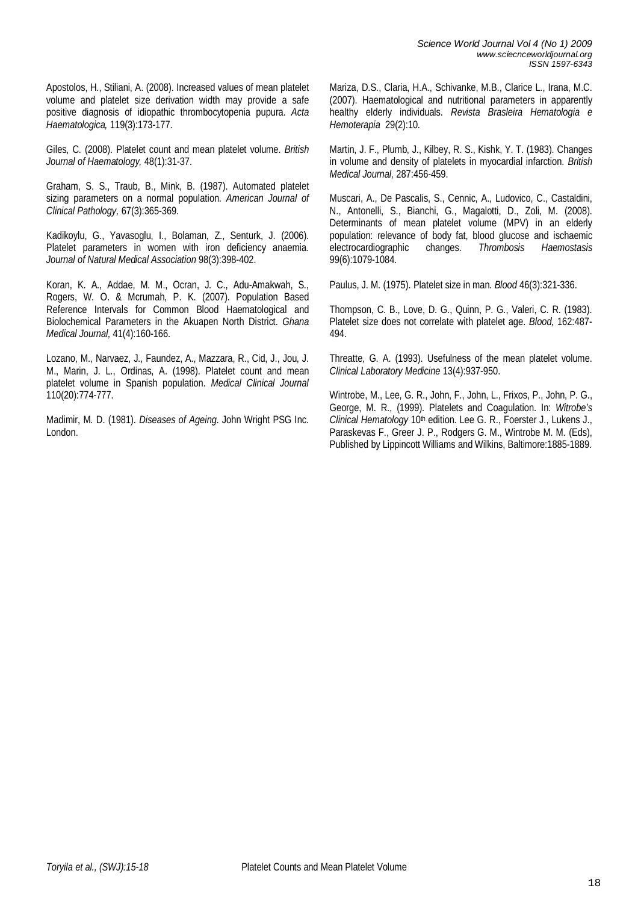Apostolos, H., Stiliani, A. (2008). Increased values of mean platelet volume and platelet size derivation width may provide a safe positive diagnosis of idiopathic thrombocytopenia pupura. *Acta Haematologica,* 119(3):173-177.

Giles, C. (2008). Platelet count and mean platelet volume. *British Journal of Haematology,* 48(1):31-37.

Graham, S. S., Traub, B., Mink, B. (1987). Automated platelet sizing parameters on a normal population. *American Journal of Clinical Pathology,* 67(3):365-369.

Kadikoylu, G., Yavasoglu, I., Bolaman, Z., Senturk, J. (2006). Platelet parameters in women with iron deficiency anaemia. *Journal of Natural Medical Association* 98(3):398-402.

Koran, K. A., Addae, M. M., Ocran, J. C., Adu-Amakwah, S., Rogers, W. O. & Mcrumah, P. K. (2007). Population Based Reference Intervals for Common Blood Haematological and Biolochemical Parameters in the Akuapen North District. *Ghana Medical Journal,* 41(4):160-166.

Lozano, M., Narvaez, J., Faundez, A., Mazzara, R., Cid, J., Jou, J. M., Marin, J. L., Ordinas, A. (1998). Platelet count and mean platelet volume in Spanish population. *Medical Clinical Journal* 110(20):774-777.

Madimir, M. D. (1981). *Diseases of Ageing.* John Wright PSG Inc. London.

Mariza, D.S., Claria, H.A., Schivanke, M.B., Clarice L., Irana, M.C. (2007). Haematological and nutritional parameters in apparently healthy elderly individuals. *Revista Brasleira Hematologia e Hemoterapia* 29(2):10.

Martin, J. F., Plumb, J., Kilbey, R. S., Kishk, Y. T. (1983). Changes in volume and density of platelets in myocardial infarction. *British Medical Journal,* 287:456-459.

Muscari, A., De Pascalis, S., Cennic, A., Ludovico, C., Castaldini, N., Antonelli, S., Bianchi, G., Magalotti, D., Zoli, M. (2008). Determinants of mean platelet volume (MPV) in an elderly population: relevance of body fat, blood glucose and ischaemic electrocardiographic changes. *Thrombosis Haemostasis* 99(6):1079-1084.

Paulus, J. M. (1975). Platelet size in man. *Blood* 46(3):321-336.

Thompson, C. B., Love, D. G., Quinn, P. G., Valeri, C. R. (1983). Platelet size does not correlate with platelet age. *Blood,* 162:487-494.

Threatte, G. A. (1993). Usefulness of the mean platelet volume. *Clinical Laboratory Medicine* 13(4):937-950.

Wintrobe, M., Lee, G. R., John, F., John, L., Frixos, P., John, P. G., George, M. R., (1999). Platelets and Coagulation. In: *Witrobe's Clinical Hematology* 10th edition. Lee G. R., Foerster J., Lukens J., Paraskevas F., Greer J. P., Rodgers G. M., Wintrobe M. M. (Eds), Published by Lippincott Williams and Wilkins, Baltimore:1885-1889.